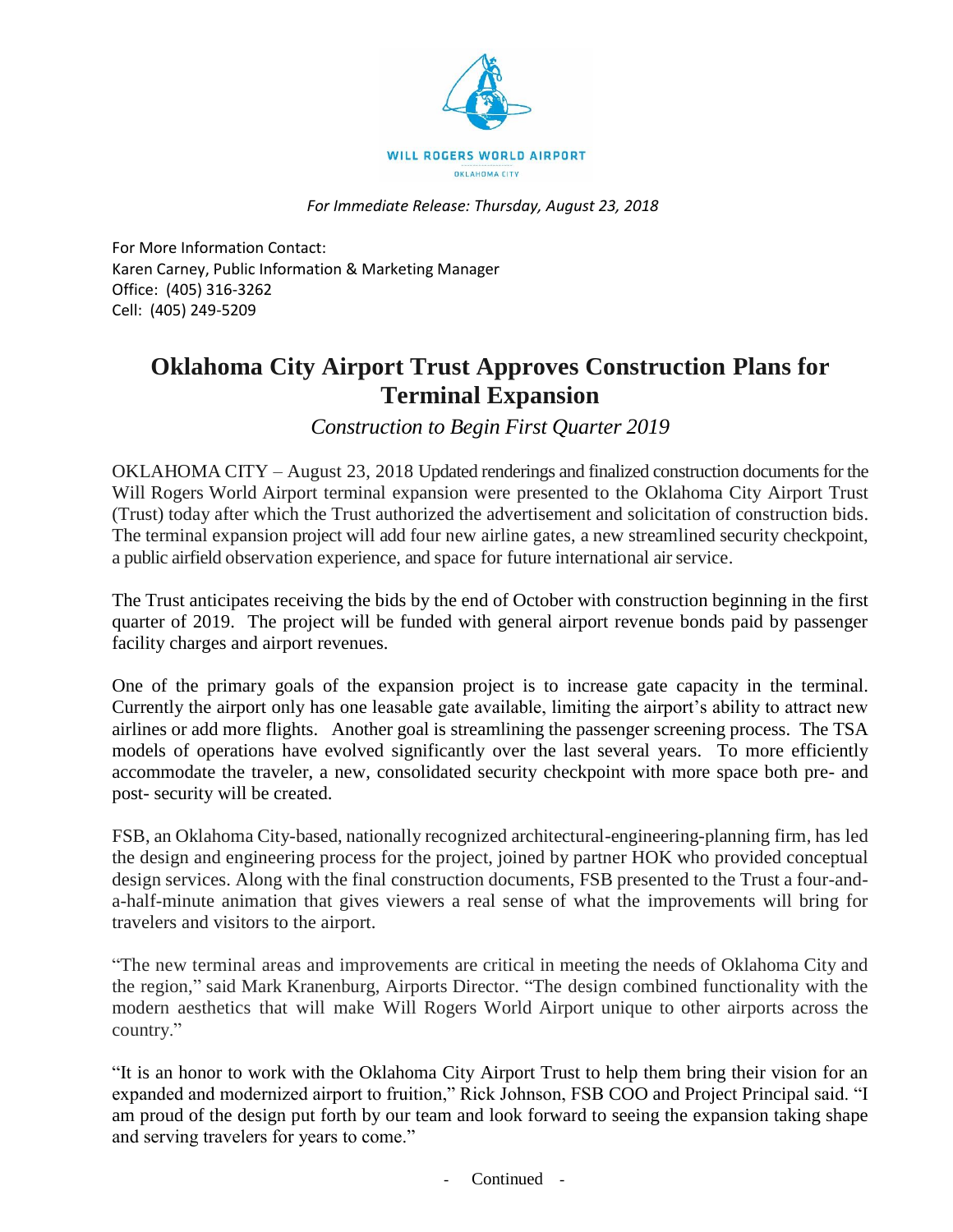WILL ROGERS WORLD AIRPORT
OKLAHOMA CITY

*For Immediate Release: Thursday, August 23, 2018*

For More Information Contact:
Karen Carney, Public Information & Marketing Manager
Office: (405) 316-3262
Cell: (405) 249-5209

# Oklahoma City Airport Trust Approves Construction Plans for Terminal Expansion

*Construction to Begin First Quarter 2019*

OKLAHOMA CITY – August 23, 2018 Updated renderings and finalized construction documents for the Will Rogers World Airport terminal expansion were presented to the Oklahoma City Airport Trust (Trust) today after which the Trust authorized the advertisement and solicitation of construction bids. The terminal expansion project will add four new airline gates, a new streamlined security checkpoint, a public airfield observation experience, and space for future international air service.

The Trust anticipates receiving the bids by the end of October with construction beginning in the first quarter of 2019. The project will be funded with general airport revenue bonds paid by passenger facility charges and airport revenues.

One of the primary goals of the expansion project is to increase gate capacity in the terminal. Currently the airport only has one leasable gate available, limiting the airport's ability to attract new airlines or add more flights. Another goal is streamlining the passenger screening process. The TSA models of operations have evolved significantly over the last several years. To more efficiently accommodate the traveler, a new, consolidated security checkpoint with more space both pre- and post- security will be created.

FSB, an Oklahoma City-based, nationally recognized architectural-engineering-planning firm, has led the design and engineering process for the project, joined by partner HOK who provided conceptual design services. Along with the final construction documents, FSB presented to the Trust a four-and-a-half-minute animation that gives viewers a real sense of what the improvements will bring for travelers and visitors to the airport.

"The new terminal areas and improvements are critical in meeting the needs of Oklahoma City and the region," said Mark Kranenburg, Airports Director. "The design combined functionality with the modern aesthetics that will make Will Rogers World Airport unique to other airports across the country."

"It is an honor to work with the Oklahoma City Airport Trust to help them bring their vision for an expanded and modernized airport to fruition," Rick Johnson, FSB COO and Project Principal said. "I am proud of the design put forth by our team and look forward to seeing the expansion taking shape and serving travelers for years to come."

- Continued -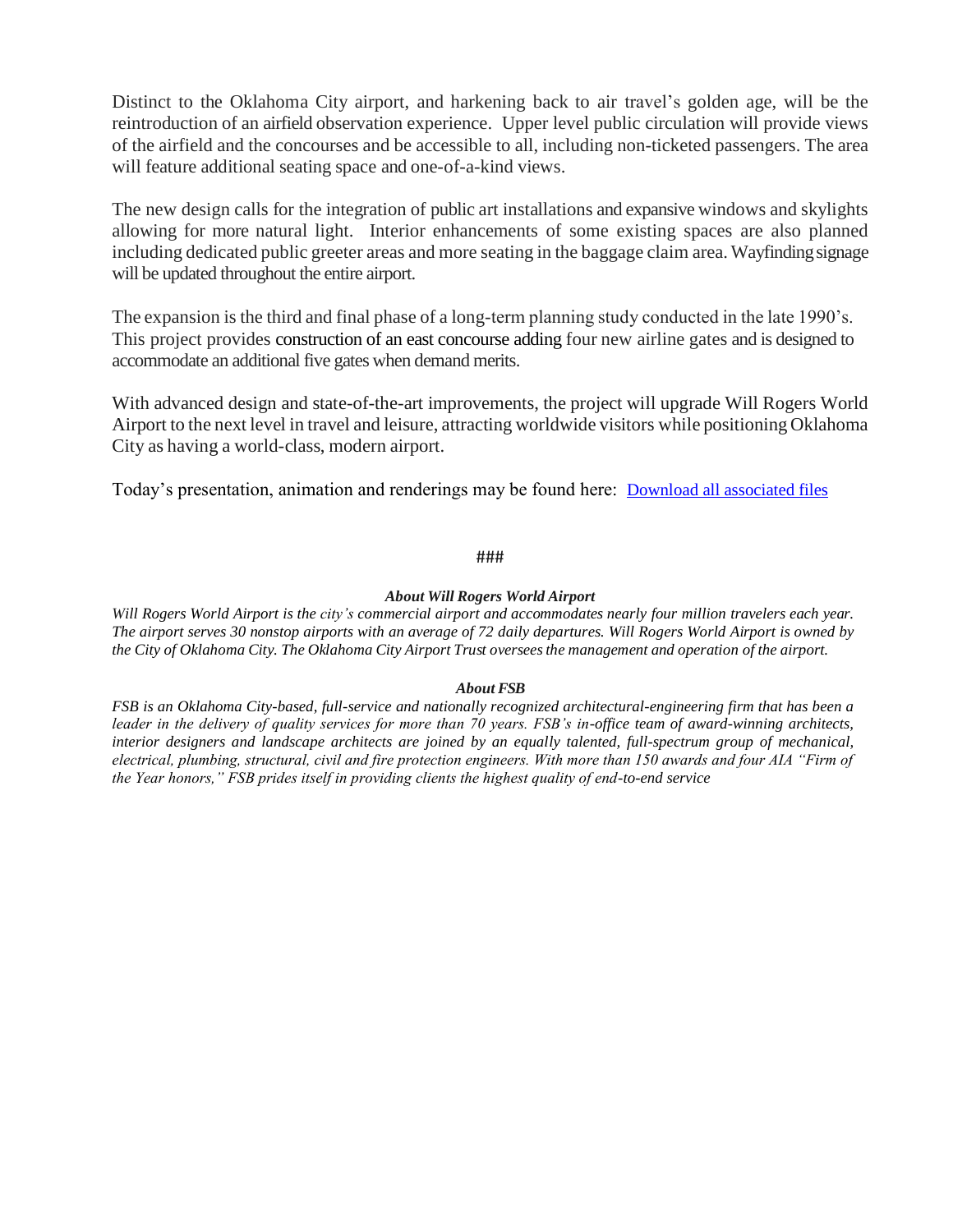Distinct to the Oklahoma City airport, and harkening back to air travel's golden age, will be the reintroduction of an airfield observation experience. Upper level public circulation will provide views of the airfield and the concourses and be accessible to all, including non-ticketed passengers. The area will feature additional seating space and one-of-a-kind views.

The new design calls for the integration of public art installations and expansive windows and skylights allowing for more natural light. Interior enhancements of some existing spaces are also planned including dedicated public greeter areas and more seating in the baggage claim area. Wayfinding signage will be updated throughout the entire airport.

The expansion is the third and final phase of a long-term planning study conducted in the late 1990's. This project provides construction of an east concourse adding four new airline gates and is designed to accommodate an additional five gates when demand merits.

With advanced design and state-of-the-art improvements, the project will upgrade Will Rogers World Airport to the next level in travel and leisure, attracting worldwide visitors while positioning Oklahoma City as having a world-class, modern airport.

Today's presentation, animation and renderings may be found here: [Download all associated files]()

###

***About Will Rogers World Airport***

*Will Rogers World Airport is the city's commercial airport and accommodates nearly four million travelers each year. The airport serves 30 nonstop airports with an average of 72 daily departures. Will Rogers World Airport is owned by the City of Oklahoma City. The Oklahoma City Airport Trust oversees the management and operation of the airport.*

***About FSB***

*FSB is an Oklahoma City-based, full-service and nationally recognized architectural-engineering firm that has been a leader in the delivery of quality services for more than 70 years. FSB's in-office team of award-winning architects, interior designers and landscape architects are joined by an equally talented, full-spectrum group of mechanical, electrical, plumbing, structural, civil and fire protection engineers. With more than 150 awards and four AIA "Firm of the Year honors," FSB prides itself in providing clients the highest quality of end-to-end service*